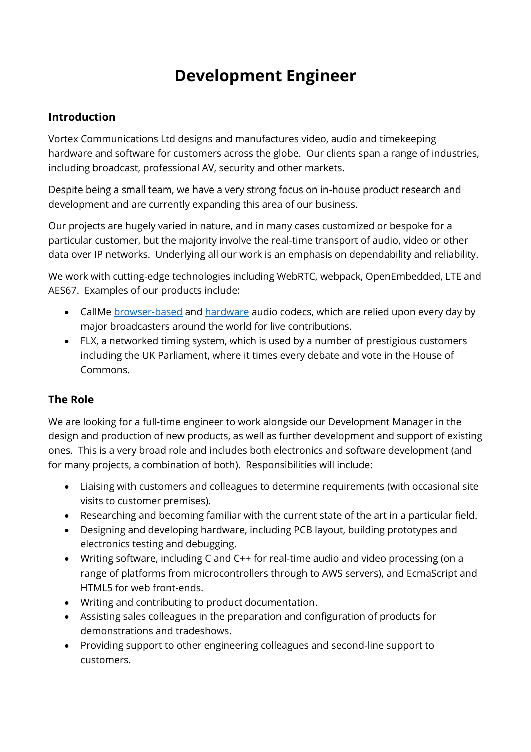# Development Engineer

## Introduction

Vortex Communications Ltd designs and manufactures video, audio and timekeeping hardware and software for customers across the globe. Our clients span a range of industries, including broadcast, professional AV, security and other markets.

Despite being a small team, we have a very strong focus on in-house product research and development and are currently expanding this area of our business.

Our projects are hugely varied in nature, and in many cases customized or bespoke for a particular customer, but the majority involve the real-time transport of audio, video or other data over IP networks. Underlying all our work is an emphasis on dependability and reliability.

We work with cutting-edge technologies including WebRTC, webpack, OpenEmbedded, LTE and AES67. Examples of our products include:

- CallMe browser-based and hardware audio codecs, which are relied upon every day by major broadcasters around the world for live contributions.
- FLX, a networked timing system, which is used by a number of prestigious customers including the UK Parliament, where it times every debate and vote in the House of Commons.

## The Role

We are looking for a full-time engineer to work alongside our Development Manager in the design and production of new products, as well as further development and support of existing ones. This is a very broad role and includes both electronics and software development (and for many projects, a combination of both). Responsibilities will include:

- Liaising with customers and colleagues to determine requirements (with occasional site visits to customer premises).
- Researching and becoming familiar with the current state of the art in a particular field.
- Designing and developing hardware, including PCB layout, building prototypes and electronics testing and debugging.
- Writing software, including C and C++ for real-time audio and video processing (on a range of platforms from microcontrollers through to AWS servers), and EcmaScript and HTML5 for web front-ends.
- Writing and contributing to product documentation.
- Assisting sales colleagues in the preparation and configuration of products for demonstrations and tradeshows.
- Providing support to other engineering colleagues and second-line support to customers.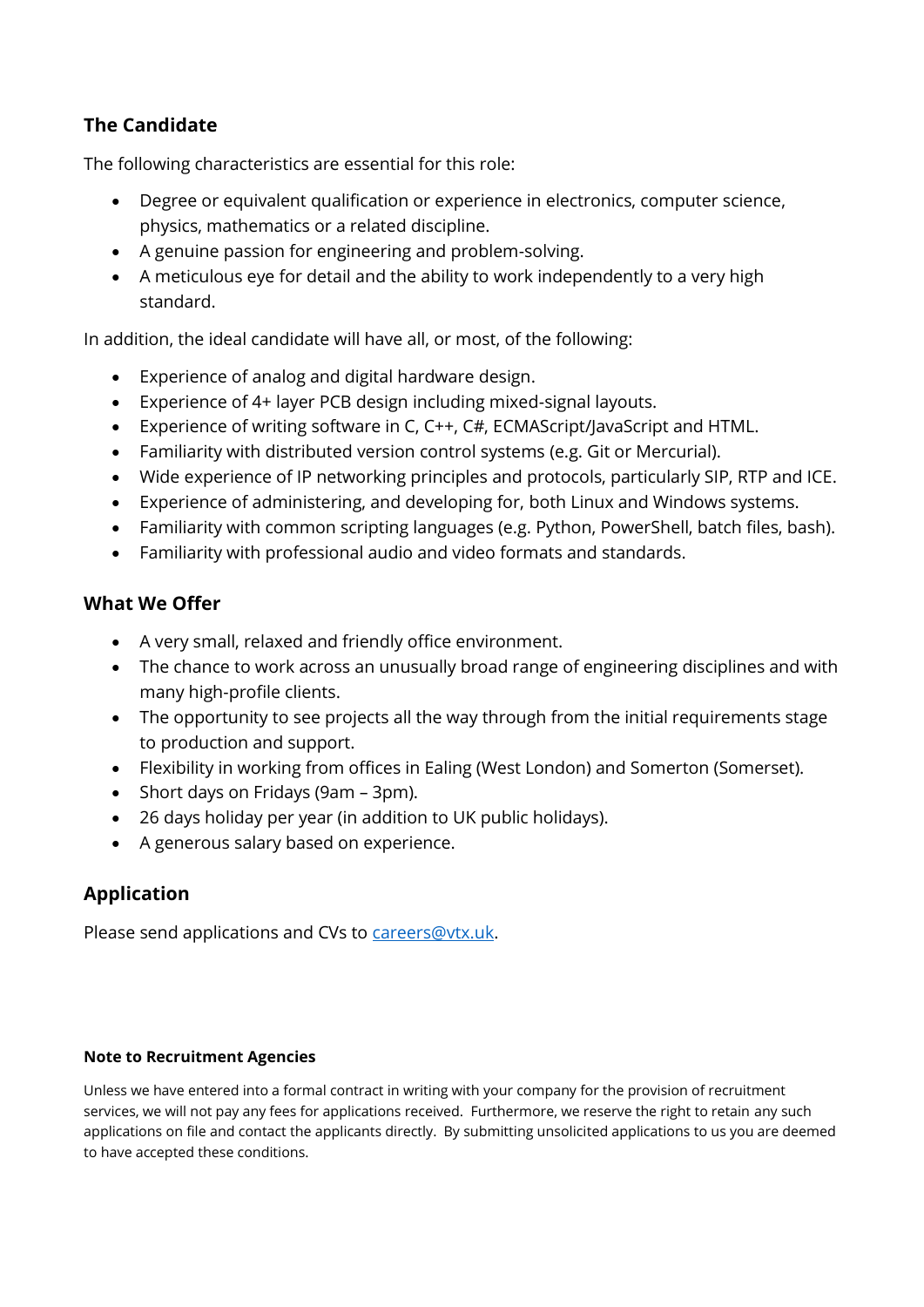## The Candidate

The following characteristics are essential for this role:

- Degree or equivalent qualification or experience in electronics, computer science, physics, mathematics or a related discipline.
- A genuine passion for engineering and problem-solving.
- A meticulous eye for detail and the ability to work independently to a very high standard.

In addition, the ideal candidate will have all, or most, of the following:

- Experience of analog and digital hardware design.
- Experience of 4+ layer PCB design including mixed-signal layouts.
- Experience of writing software in C, C++, C#, ECMAScript/JavaScript and HTML.
- Familiarity with distributed version control systems (e.g. Git or Mercurial).
- Wide experience of IP networking principles and protocols, particularly SIP, RTP and ICE.
- Experience of administering, and developing for, both Linux and Windows systems.
- Familiarity with common scripting languages (e.g. Python, PowerShell, batch files, bash).
- Familiarity with professional audio and video formats and standards.

## What We Offer

- A very small, relaxed and friendly office environment.
- The chance to work across an unusually broad range of engineering disciplines and with many high-profile clients.
- The opportunity to see projects all the way through from the initial requirements stage to production and support.
- Flexibility in working from offices in Ealing (West London) and Somerton (Somerset).
- Short days on Fridays (9am – 3pm).
- 26 days holiday per year (in addition to UK public holidays).
- A generous salary based on experience.

## Application

Please send applications and CVs to careers@vtx.uk.

#### Note to Recruitment Agencies

Unless we have entered into a formal contract in writing with your company for the provision of recruitment services, we will not pay any fees for applications received. Furthermore, we reserve the right to retain any such applications on file and contact the applicants directly. By submitting unsolicited applications to us you are deemed to have accepted these conditions.